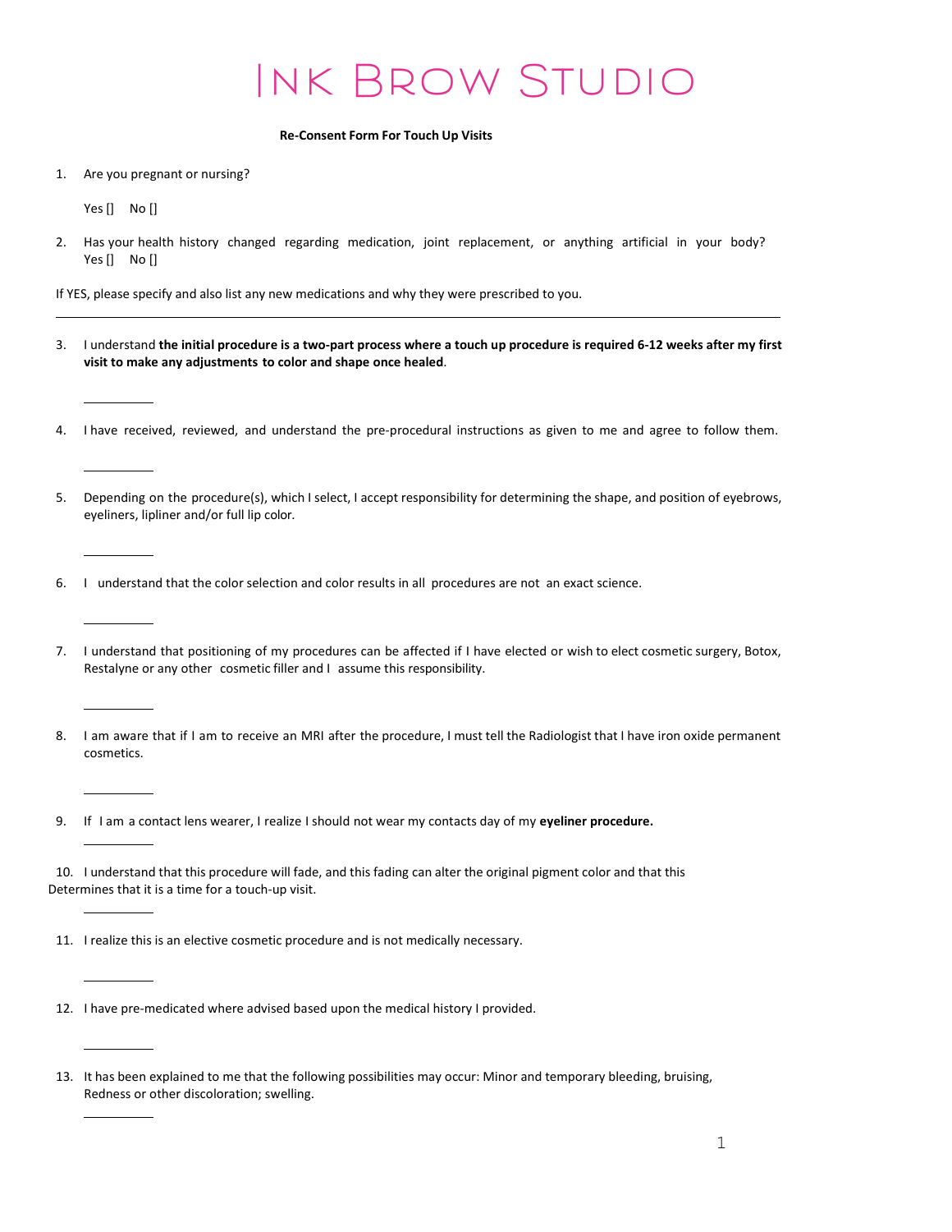# Ink Brow Studio

**Re-Consent Form For Touch Up Visits**

1. Are you pregnant or nursing?

   Yes [] No []

2. Has your health history changed regarding medication, joint replacement, or anything artificial in your body?
   Yes [] No []

If YES, please specify and also list any new medications and why they were prescribed to you.

_______________________________________________________________________________

3. I understand **the initial procedure is a two-part process where a touch up procedure is required 6-12 weeks after my first visit to make any adjustments to color and shape once healed**.

   __________

4. I have received, reviewed, and understand the pre-procedural instructions as given to me and agree to follow them.

   __________

5. Depending on the procedure(s), which I select, I accept responsibility for determining the shape, and position of eyebrows, eyeliners, lipliner and/or full lip color.

   __________

6. I understand that the color selection and color results in all procedures are not an exact science.

   __________

7. I understand that positioning of my procedures can be affected if I have elected or wish to elect cosmetic surgery, Botox, Restalyne or any other cosmetic filler and I assume this responsibility.

   __________

8. I am aware that if I am to receive an MRI after the procedure, I must tell the Radiologist that I have iron oxide permanent cosmetics.

   __________

9. If I am a contact lens wearer, I realize I should not wear my contacts day of my **eyeliner procedure.**

   __________

10. I understand that this procedure will fade, and this fading can alter the original pigment color and that this Determines that it is a time for a touch-up visit.

    __________

11. I realize this is an elective cosmetic procedure and is not medically necessary.

    __________

12. I have pre-medicated where advised based upon the medical history I provided.

    __________

13. It has been explained to me that the following possibilities may occur: Minor and temporary bleeding, bruising, Redness or other discoloration; swelling.

    __________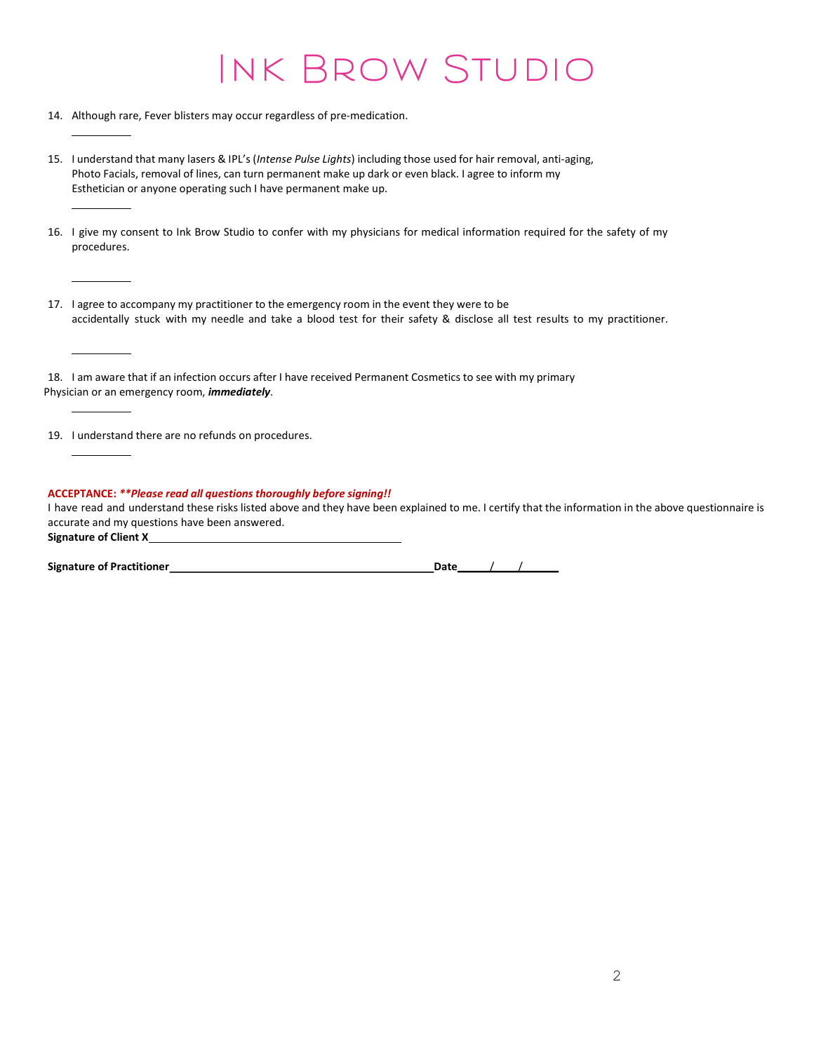# Ink Brow Studio

14. Although rare, Fever blisters may occur regardless of pre-medication.

    __________

15. I understand that many lasers & IPL's (*Intense Pulse Lights*) including those used for hair removal, anti-aging, Photo Facials, removal of lines, can turn permanent make up dark or even black. I agree to inform my Esthetician or anyone operating such I have permanent make up.

    __________

16. I give my consent to Ink Brow Studio to confer with my physicians for medical information required for the safety of my procedures.

    __________

17. I agree to accompany my practitioner to the emergency room in the event they were to be accidentally stuck with my needle and take a blood test for their safety & disclose all test results to my practitioner.

    __________

18. I am aware that if an infection occurs after I have received Permanent Cosmetics to see with my primary Physician or an emergency room, ***immediately***.

    __________

19. I understand there are no refunds on procedures.

    __________

**ACCEPTANCE:** ***\*\*Please read all questions thoroughly before signing!!***

I have read and understand these risks listed above and they have been explained to me. I certify that the information in the above questionnaire is accurate and my questions have been answered.

**Signature of Client X**________________________________________

**Signature of Practitioner**____________________________________________ **Date**_____/____/______